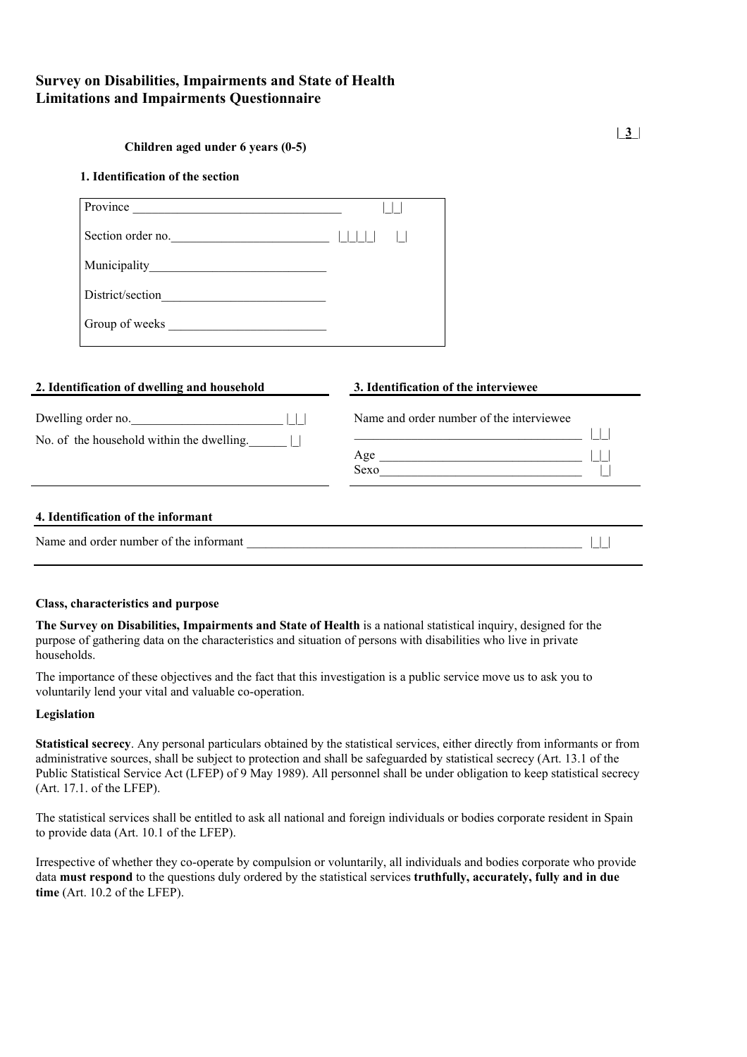# Survey on Disabilities, Impairments and State of Health
# Limitations and Impairments Questionnaire

| 3 |

**Children aged under 6 years (0-5)**

**1. Identification of the section**

Province ________________________________ |_|_|

Section order no.________________________ |_|_|_|_| |_|

Municipality___________________________

District/section_________________________

Group of weeks ________________________

**2. Identification of dwelling and household**

Dwelling order no.________________________ |_|_|

No. of the household within the dwelling.______ |_|

**3. Identification of the interviewee**

Name and order number of the interviewee

___________________________________ |_|_|

Age _______________________________ |_|_|

Sexo_______________________________ |_|

**4. Identification of the informant**

Name and order number of the informant ________________________________________________________ |_|_|

**Class, characteristics and purpose**

**The Survey on Disabilities, Impairments and State of Health** is a national statistical inquiry, designed for the purpose of gathering data on the characteristics and situation of persons with disabilities who live in private households.

The importance of these objectives and the fact that this investigation is a public service move us to ask you to voluntarily lend your vital and valuable co-operation.

**Legislation**

**Statistical secrecy**. Any personal particulars obtained by the statistical services, either directly from informants or from administrative sources, shall be subject to protection and shall be safeguarded by statistical secrecy (Art. 13.1 of the Public Statistical Service Act (LFEP) of 9 May 1989). All personnel shall be under obligation to keep statistical secrecy (Art. 17.1. of the LFEP).

The statistical services shall be entitled to ask all national and foreign individuals or bodies corporate resident in Spain to provide data (Art. 10.1 of the LFEP).

Irrespective of whether they co-operate by compulsion or voluntarily, all individuals and bodies corporate who provide data **must respond** to the questions duly ordered by the statistical services **truthfully, accurately, fully and in due time** (Art. 10.2 of the LFEP).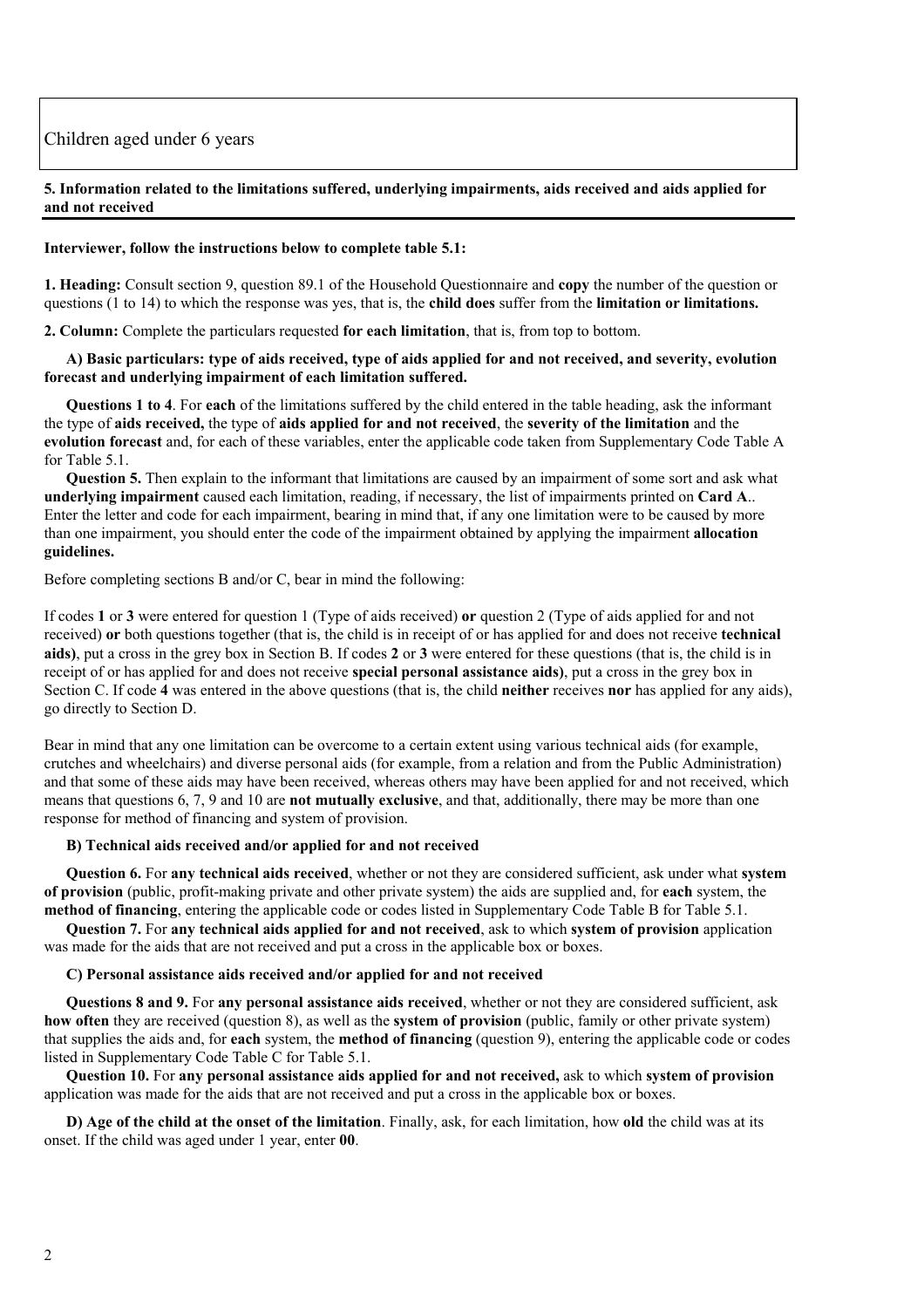Children aged under 6 years

## 5. Information related to the limitations suffered, underlying impairments, aids received and aids applied for and not received

**Interviewer, follow the instructions below to complete table 5.1:**

**1. Heading:** Consult section 9, question 89.1 of the Household Questionnaire and **copy** the number of the question or questions (1 to 14) to which the response was yes, that is, the **child does** suffer from the **limitation or limitations.**

**2. Column:** Complete the particulars requested **for each limitation**, that is, from top to bottom.

**A) Basic particulars: type of aids received, type of aids applied for and not received, and severity, evolution forecast and underlying impairment of each limitation suffered.**

**Questions 1 to 4**. For **each** of the limitations suffered by the child entered in the table heading, ask the informant the type of **aids received,** the type of **aids applied for and not received**, the **severity of the limitation** and the **evolution forecast** and, for each of these variables, enter the applicable code taken from Supplementary Code Table A for Table 5.1.

**Question 5.** Then explain to the informant that limitations are caused by an impairment of some sort and ask what **underlying impairment** caused each limitation, reading, if necessary, the list of impairments printed on **Card A**.. Enter the letter and code for each impairment, bearing in mind that, if any one limitation were to be caused by more than one impairment, you should enter the code of the impairment obtained by applying the impairment **allocation guidelines.**

Before completing sections B and/or C, bear in mind the following:

If codes **1** or **3** were entered for question 1 (Type of aids received) **or** question 2 (Type of aids applied for and not received) **or** both questions together (that is, the child is in receipt of or has applied for and does not receive **technical aids)**, put a cross in the grey box in Section B. If codes **2** or **3** were entered for these questions (that is, the child is in receipt of or has applied for and does not receive **special personal assistance aids)**, put a cross in the grey box in Section C. If code **4** was entered in the above questions (that is, the child **neither** receives **nor** has applied for any aids), go directly to Section D.

Bear in mind that any one limitation can be overcome to a certain extent using various technical aids (for example, crutches and wheelchairs) and diverse personal aids (for example, from a relation and from the Public Administration) and that some of these aids may have been received, whereas others may have been applied for and not received, which means that questions 6, 7, 9 and 10 are **not mutually exclusive**, and that, additionally, there may be more than one response for method of financing and system of provision.

**B) Technical aids received and/or applied for and not received**

**Question 6.** For **any technical aids received**, whether or not they are considered sufficient, ask under what **system of provision** (public, profit-making private and other private system) the aids are supplied and, for **each** system, the **method of financing**, entering the applicable code or codes listed in Supplementary Code Table B for Table 5.1.

**Question 7.** For **any technical aids applied for and not received**, ask to which **system of provision** application was made for the aids that are not received and put a cross in the applicable box or boxes.

**C) Personal assistance aids received and/or applied for and not received**

**Questions 8 and 9.** For **any personal assistance aids received**, whether or not they are considered sufficient, ask **how often** they are received (question 8), as well as the **system of provision** (public, family or other private system) that supplies the aids and, for **each** system, the **method of financing** (question 9), entering the applicable code or codes listed in Supplementary Code Table C for Table 5.1.

**Question 10.** For **any personal assistance aids applied for and not received,** ask to which **system of provision** application was made for the aids that are not received and put a cross in the applicable box or boxes.

**D) Age of the child at the onset of the limitation**. Finally, ask, for each limitation, how **old** the child was at its onset. If the child was aged under 1 year, enter **00**.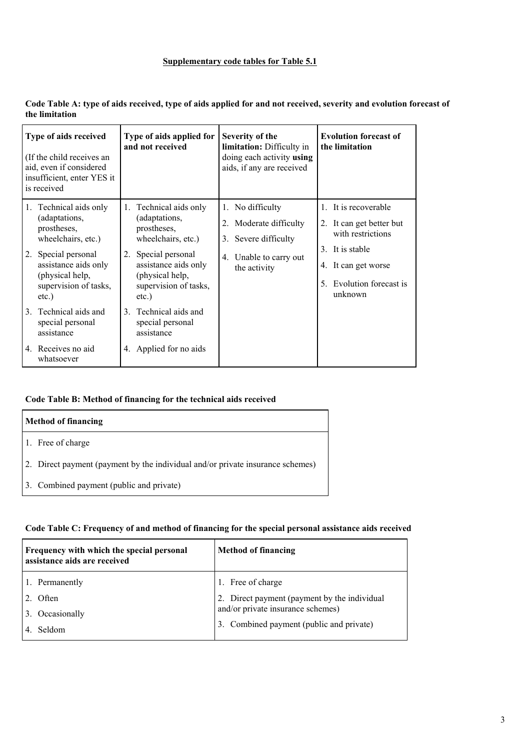## Supplementary code tables for Table 5.1

**Code Table A: type of aids received, type of aids applied for and not received, severity and evolution forecast of the limitation**

| **Type of aids received** (If the child receives an aid, even if considered insufficient, enter YES it is received) | **Type of aids applied for and not received** | **Severity of the limitation:** Difficulty in doing each activity **using** aids, if any are received | **Evolution forecast of the limitation** |
|---|---|---|---|
| 1. Technical aids only (adaptations, prostheses, wheelchairs, etc.) | 1. Technical aids only (adaptations, prostheses, wheelchairs, etc.) | 1. No difficulty | 1. It is recoverable |
| 2. Special personal assistance aids only (physical help, supervision of tasks, etc.) | 2. Special personal assistance aids only (physical help, supervision of tasks, etc.) | 2. Moderate difficulty | 2. It can get better but with restrictions |
| 3. Technical aids and special personal assistance | 3. Technical aids and special personal assistance | 3. Severe difficulty | 3. It is stable |
| 4. Receives no aid whatsoever | 4. Applied for no aids | 4. Unable to carry out the activity | 4. It can get worse |
| | | | 5. Evolution forecast is unknown |

**Code Table B: Method of financing for the technical aids received**

| **Method of financing** |
|---|
| 1. Free of charge |
| 2. Direct payment (payment by the individual and/or private insurance schemes) |
| 3. Combined payment (public and private) |

**Code Table C: Frequency of and method of financing for the special personal assistance aids received**

| **Frequency with which the special personal assistance aids are received** | **Method of financing** |
|---|---|
| 1. Permanently | 1. Free of charge |
| 2. Often | 2. Direct payment (payment by the individual and/or private insurance schemes) |
| 3. Occasionally | 3. Combined payment (public and private) |
| 4. Seldom | |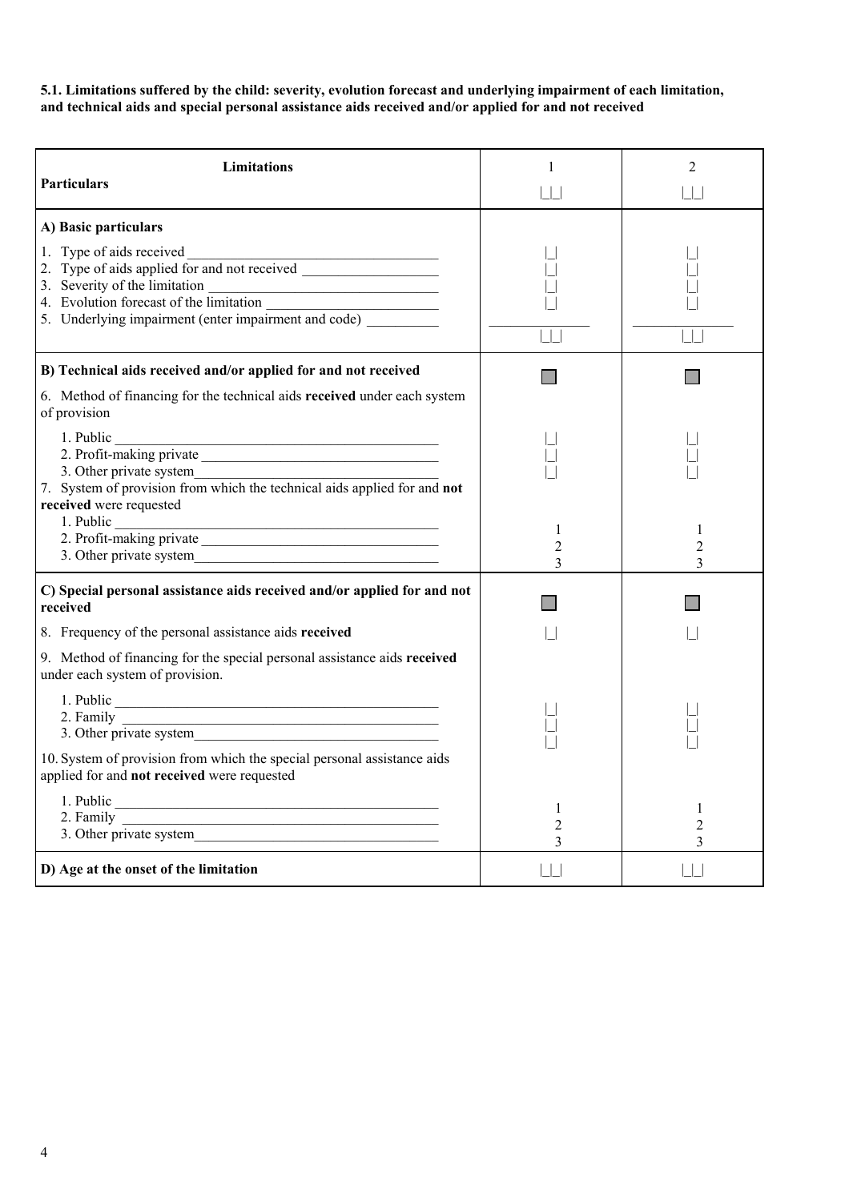**5.1. Limitations suffered by the child: severity, evolution forecast and underlying impairment of each limitation, and technical aids and special personal assistance aids received and/or applied for and not received**

| **Limitations**<br>**Particulars** | 1<br>\|_\|_\| | 2<br>\|_\|_\| |
|---|---|---|
| **A) Basic particulars** | | |
| 1. Type of aids received ______ | \|_\| | \|_\| |
| 2. Type of aids applied for and not received ______ | \|_\| | \|_\| |
| 3. Severity of the limitation ______ | \|_\| | \|_\| |
| 4. Evolution forecast of the limitation ______ | \|_\| | \|_\| |
| 5. Underlying impairment (enter impairment and code) ______ | ______<br>\|_\|_\| | ______<br>\|_\|_\| |
| **B) Technical aids received and/or applied for and not received** | ■ | ■ |
| 6. Method of financing for the technical aids **received** under each system of provision | | |
| 1. Public ______ | \|_\| | \|_\| |
| 2. Profit-making private ______ | \|_\| | \|_\| |
| 3. Other private system ______ | \|_\| | \|_\| |
| 7. System of provision from which the technical aids applied for and **not received** were requested | | |
| 1. Public ______ | 1 | 1 |
| 2. Profit-making private ______ | 2 | 2 |
| 3. Other private system ______ | 3 | 3 |
| **C) Special personal assistance aids received and/or applied for and not received** | ■ | ■ |
| 8. Frequency of the personal assistance aids **received** | \|_\| | \|_\| |
| 9. Method of financing for the special personal assistance aids **received** under each system of provision. | | |
| 1. Public ______ | \|_\| | \|_\| |
| 2. Family ______ | \|_\| | \|_\| |
| 3. Other private system ______ | \|_\| | \|_\| |
| 10. System of provision from which the special personal assistance aids applied for and **not received** were requested | | |
| 1. Public ______ | 1 | 1 |
| 2. Family ______ | 2 | 2 |
| 3. Other private system ______ | 3 | 3 |
| **D) Age at the onset of the limitation** | \|_\|_\| | \|_\|_\| |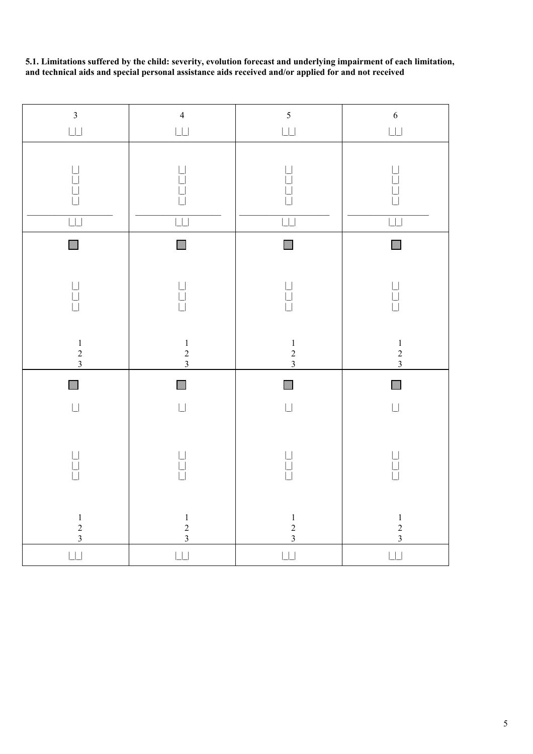**5.1. Limitations suffered by the child: severity, evolution forecast and underlying impairment of each limitation, and technical aids and special personal assistance aids received and/or applied for and not received**

| 3 | 4 | 5 | 6 |
|---|---|---|---|
| \|_\|_\| | \|_\|_\| | \|_\|_\| | \|_\|_\| |
| \|_\|<br>\|_\|<br>\|_\|<br>\|_\|<br>\|_\|_\| | \|_\|<br>\|_\|<br>\|_\|<br>\|_\|<br>\|_\|_\| | \|_\|<br>\|_\|<br>\|_\|<br>\|_\|<br>\|_\|_\| | \|_\|<br>\|_\|<br>\|_\|<br>\|_\|<br>\|_\|_\| |
| ☐<br>\|_\|<br>\|_\|<br>\|_\|<br>1<br>2<br>3 | ☐<br>\|_\|<br>\|_\|<br>\|_\|<br>1<br>2<br>3 | ☐<br>\|_\|<br>\|_\|<br>\|_\|<br>1<br>2<br>3 | ☐<br>\|_\|<br>\|_\|<br>\|_\|<br>1<br>2<br>3 |
| ☐<br>\|_\|<br>\|_\|<br>\|_\|<br>\|_\|<br>1<br>2<br>3 | ☐<br>\|_\|<br>\|_\|<br>\|_\|<br>\|_\|<br>1<br>2<br>3 | ☐<br>\|_\|<br>\|_\|<br>\|_\|<br>\|_\|<br>1<br>2<br>3 | ☐<br>\|_\|<br>\|_\|<br>\|_\|<br>\|_\|<br>1<br>2<br>3 |
| \|_\|_\| | \|_\|_\| | \|_\|_\| | \|_\|_\| |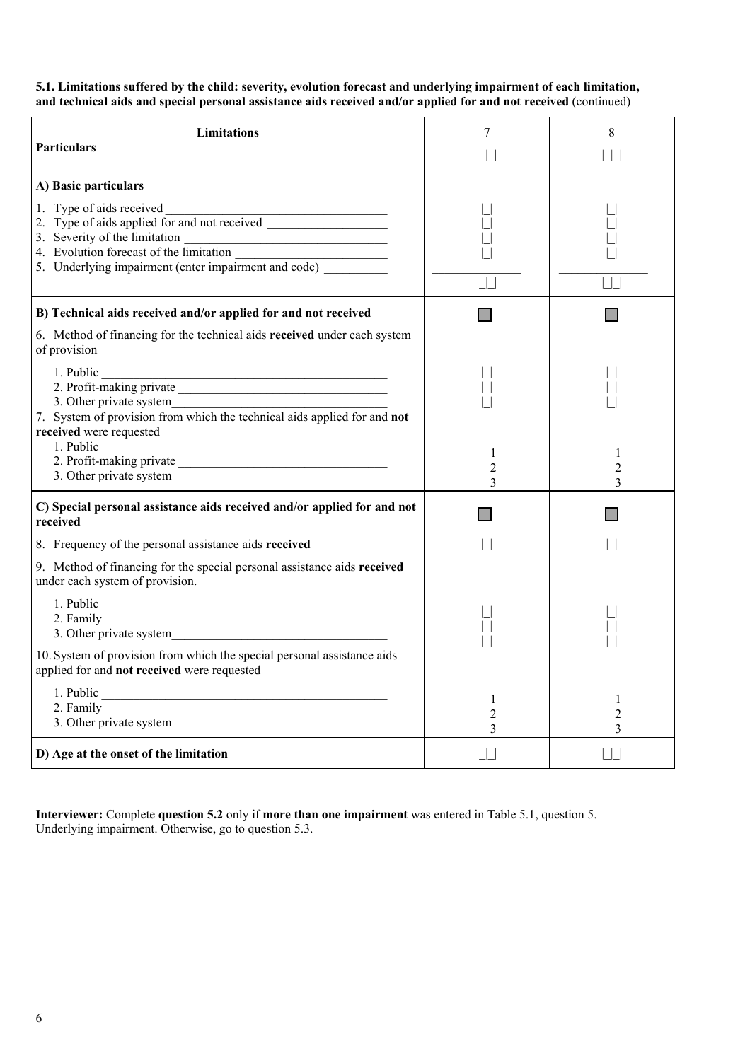**5.1. Limitations suffered by the child: severity, evolution forecast and underlying impairment of each limitation, and technical aids and special personal assistance aids received and/or applied for and not received** (continued)

| Limitations<br>**Particulars** | 7<br>\|_\|_\| | 8<br>\|_\|_\| |
|---|---|---|
| **A) Basic particulars** | | |
| 1. Type of aids received ___ | \|_\| | \|_\| |
| 2. Type of aids applied for and not received ___ | \|_\| | \|_\| |
| 3. Severity of the limitation ___ | \|_\| | \|_\| |
| 4. Evolution forecast of the limitation ___ | \|_\| | \|_\| |
| 5. Underlying impairment (enter impairment and code) ___ | ___<br>\|_\|_\| | ___<br>\|_\|_\| |
| **B) Technical aids received and/or applied for and not received** | ☐ | ☐ |
| 6. Method of financing for the technical aids **received** under each system of provision | | |
| 1. Public ___ | \|_\| | \|_\| |
| 2. Profit-making private ___ | \|_\| | \|_\| |
| 3. Other private system___ | \|_\| | \|_\| |
| 7. System of provision from which the technical aids applied for and **not received** were requested | | |
| 1. Public ___ | 1 | 1 |
| 2. Profit-making private ___ | 2 | 2 |
| 3. Other private system___ | 3 | 3 |
| **C) Special personal assistance aids received and/or applied for and not received** | ☐ | ☐ |
| 8. Frequency of the personal assistance aids **received** | \|_\| | \|_\| |
| 9. Method of financing for the special personal assistance aids **received** under each system of provision. | | |
| 1. Public ___ | \|_\| | \|_\| |
| 2. Family ___ | \|_\| | \|_\| |
| 3. Other private system___ | \|_\| | \|_\| |
| 10. System of provision from which the special personal assistance aids applied for and **not received** were requested | | |
| 1. Public ___ | 1 | 1 |
| 2. Family ___ | 2 | 2 |
| 3. Other private system___ | 3 | 3 |
| **D) Age at the onset of the limitation** | \|_\|_\| | \|_\|_\| |

**Interviewer:** Complete **question 5.2** only if **more than one impairment** was entered in Table 5.1, question 5. Underlying impairment. Otherwise, go to question 5.3.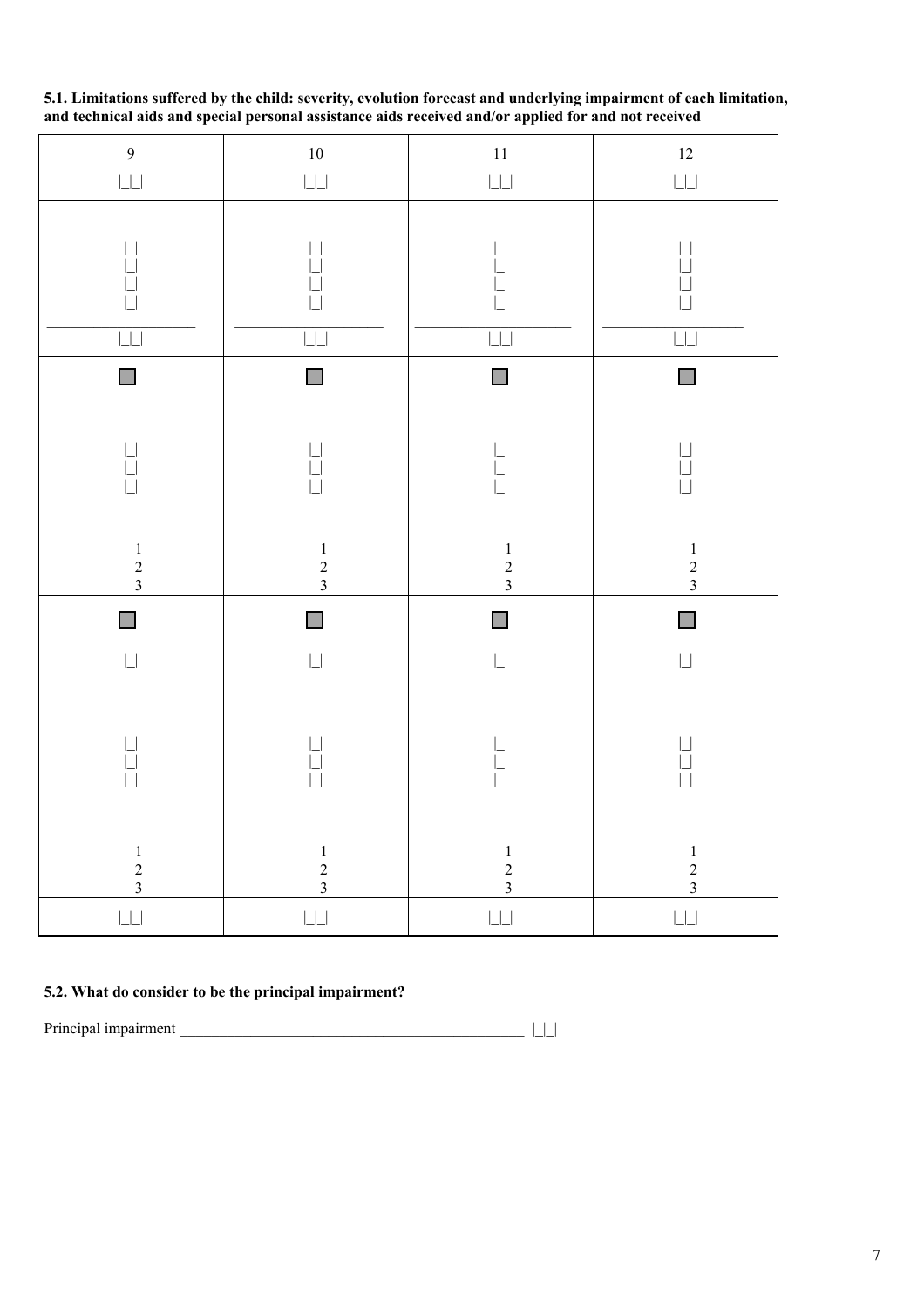**5.1. Limitations suffered by the child: severity, evolution forecast and underlying impairment of each limitation, and technical aids and special personal assistance aids received and/or applied for and not received**

| 9 | 10 | 11 | 12 |
|---|---|---|---|
| \|_\|_\| | \|_\|_\| | \|_\|_\| | \|_\|_\| |
| \|_\|<br>\|_\|<br>\|_\|<br>\|_\|<br>\_\_\_\_\_\_\_\_\_\_\_\_\_\_\_\_\_\_\_\_<br>\|_\|_\| | \|_\|<br>\|_\|<br>\|_\|<br>\|_\|<br>\_\_\_\_\_\_\_\_\_\_\_\_\_\_\_\_\_\_\_\_<br>\|_\|_\| | \|_\|<br>\|_\|<br>\|_\|<br>\|_\|<br>\_\_\_\_\_\_\_\_\_\_\_\_\_\_\_\_\_\_\_\_<br>\|_\|_\| | \|_\|<br>\|_\|<br>\|_\|<br>\|_\|<br>\_\_\_\_\_\_\_\_\_\_\_\_\_\_\_\_\_\_\_\_<br>\|_\|_\| |
| ■<br>\|_\|<br>\|_\|<br>\|_\|<br>1<br>2<br>3 | ■<br>\|_\|<br>\|_\|<br>\|_\|<br>1<br>2<br>3 | ■<br>\|_\|<br>\|_\|<br>\|_\|<br>1<br>2<br>3 | ■<br>\|_\|<br>\|_\|<br>\|_\|<br>1<br>2<br>3 |
| ■<br>\|_\|<br>\|_\|<br>\|_\|<br>\|_\|<br>1<br>2<br>3 | ■<br>\|_\|<br>\|_\|<br>\|_\|<br>\|_\|<br>1<br>2<br>3 | ■<br>\|_\|<br>\|_\|<br>\|_\|<br>\|_\|<br>1<br>2<br>3 | ■<br>\|_\|<br>\|_\|<br>\|_\|<br>\|_\|<br>1<br>2<br>3 |
| \|_\|_\| | \|_\|_\| | \|_\|_\| | \|_\|_\| |

**5.2. What do consider to be the principal impairment?**

Principal impairment \_\_\_\_\_\_\_\_\_\_\_\_\_\_\_\_\_\_\_\_\_\_\_\_\_\_\_\_\_\_\_\_\_\_\_\_\_\_\_\_\_\_\_\_\_\_ |_|_|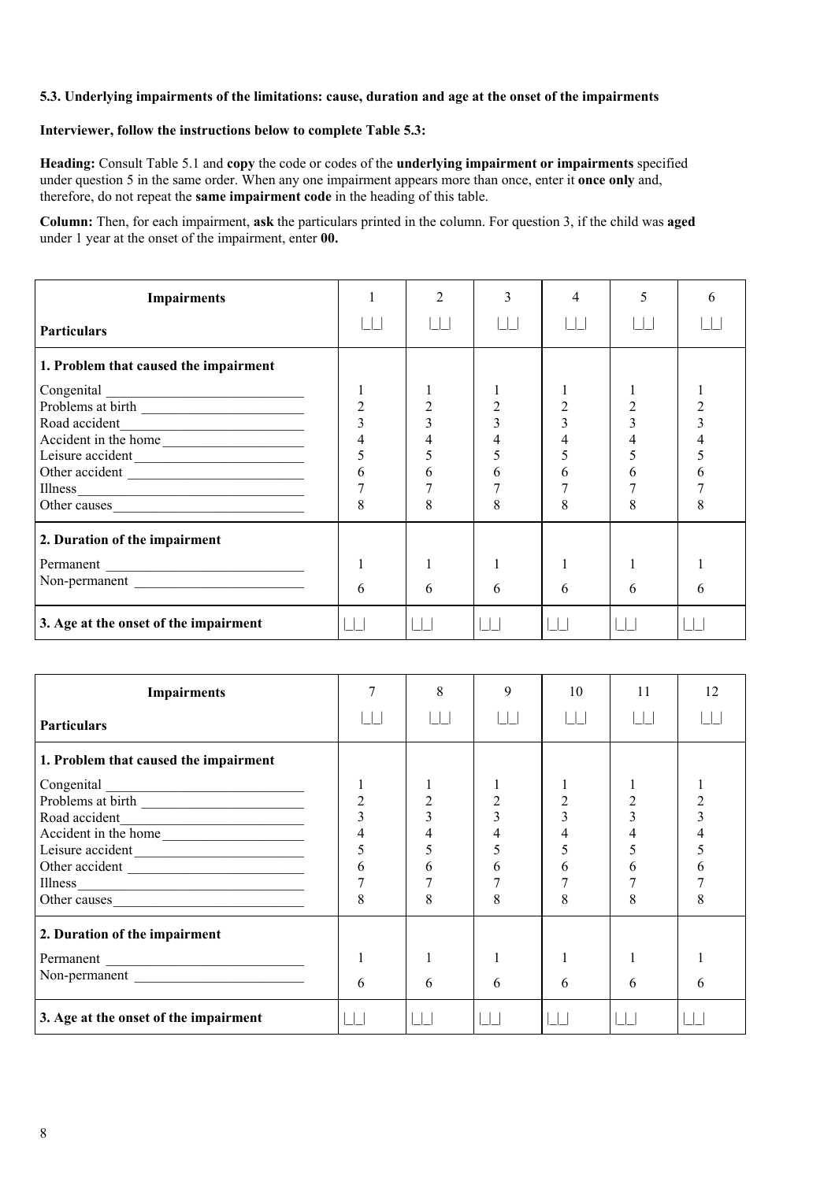**5.3. Underlying impairments of the limitations: cause, duration and age at the onset of the impairments**

**Interviewer, follow the instructions below to complete Table 5.3:**

**Heading:** Consult Table 5.1 and **copy** the code or codes of the **underlying impairment or impairments** specified under question 5 in the same order. When any one impairment appears more than once, enter it **once only** and, therefore, do not repeat the **same impairment code** in the heading of this table.

**Column:** Then, for each impairment, **ask** the particulars printed in the column. For question 3, if the child was **aged** under 1 year at the onset of the impairment, enter **00.**

| **Impairments** / **Particulars** | 1 \|\_\|\_\| | 2 \|\_\|\_\| | 3 \|\_\|\_\| | 4 \|\_\|\_\| | 5 \|\_\|\_\| | 6 \|\_\|\_\| |
|---|---|---|---|---|---|---|
| **1. Problem that caused the impairment** | | | | | | |
| Congenital \_\_\_\_\_\_\_\_\_\_\_\_ | 1 | 1 | 1 | 1 | 1 | 1 |
| Problems at birth \_\_\_\_\_\_\_\_\_\_\_\_ | 2 | 2 | 2 | 2 | 2 | 2 |
| Road accident\_\_\_\_\_\_\_\_\_\_\_\_ | 3 | 3 | 3 | 3 | 3 | 3 |
| Accident in the home\_\_\_\_\_\_\_\_\_\_\_\_ | 4 | 4 | 4 | 4 | 4 | 4 |
| Leisure accident\_\_\_\_\_\_\_\_\_\_\_\_ | 5 | 5 | 5 | 5 | 5 | 5 |
| Other accident \_\_\_\_\_\_\_\_\_\_\_\_ | 6 | 6 | 6 | 6 | 6 | 6 |
| Illness\_\_\_\_\_\_\_\_\_\_\_\_ | 7 | 7 | 7 | 7 | 7 | 7 |
| Other causes\_\_\_\_\_\_\_\_\_\_\_\_ | 8 | 8 | 8 | 8 | 8 | 8 |
| **2. Duration of the impairment** | | | | | | |
| Permanent \_\_\_\_\_\_\_\_\_\_\_\_ | 1 | 1 | 1 | 1 | 1 | 1 |
| Non-permanent \_\_\_\_\_\_\_\_\_\_\_\_ | 6 | 6 | 6 | 6 | 6 | 6 |
| **3. Age at the onset of the impairment** | \|\_\|\_\| | \|\_\|\_\| | \|\_\|\_\| | \|\_\|\_\| | \|\_\|\_\| | \|\_\|\_\| |

| **Impairments** / **Particulars** | 7 \|\_\|\_\| | 8 \|\_\|\_\| | 9 \|\_\|\_\| | 10 \|\_\|\_\| | 11 \|\_\|\_\| | 12 \|\_\|\_\| |
|---|---|---|---|---|---|---|
| **1. Problem that caused the impairment** | | | | | | |
| Congenital \_\_\_\_\_\_\_\_\_\_\_\_ | 1 | 1 | 1 | 1 | 1 | 1 |
| Problems at birth \_\_\_\_\_\_\_\_\_\_\_\_ | 2 | 2 | 2 | 2 | 2 | 2 |
| Road accident\_\_\_\_\_\_\_\_\_\_\_\_ | 3 | 3 | 3 | 3 | 3 | 3 |
| Accident in the home\_\_\_\_\_\_\_\_\_\_\_\_ | 4 | 4 | 4 | 4 | 4 | 4 |
| Leisure accident\_\_\_\_\_\_\_\_\_\_\_\_ | 5 | 5 | 5 | 5 | 5 | 5 |
| Other accident \_\_\_\_\_\_\_\_\_\_\_\_ | 6 | 6 | 6 | 6 | 6 | 6 |
| Illness\_\_\_\_\_\_\_\_\_\_\_\_ | 7 | 7 | 7 | 7 | 7 | 7 |
| Other causes\_\_\_\_\_\_\_\_\_\_\_\_ | 8 | 8 | 8 | 8 | 8 | 8 |
| **2. Duration of the impairment** | | | | | | |
| Permanent \_\_\_\_\_\_\_\_\_\_\_\_ | 1 | 1 | 1 | 1 | 1 | 1 |
| Non-permanent \_\_\_\_\_\_\_\_\_\_\_\_ | 6 | 6 | 6 | 6 | 6 | 6 |
| **3. Age at the onset of the impairment** | \|\_\|\_\| | \|\_\|\_\| | \|\_\|\_\| | \|\_\|\_\| | \|\_\|\_\| | \|\_\|\_\| |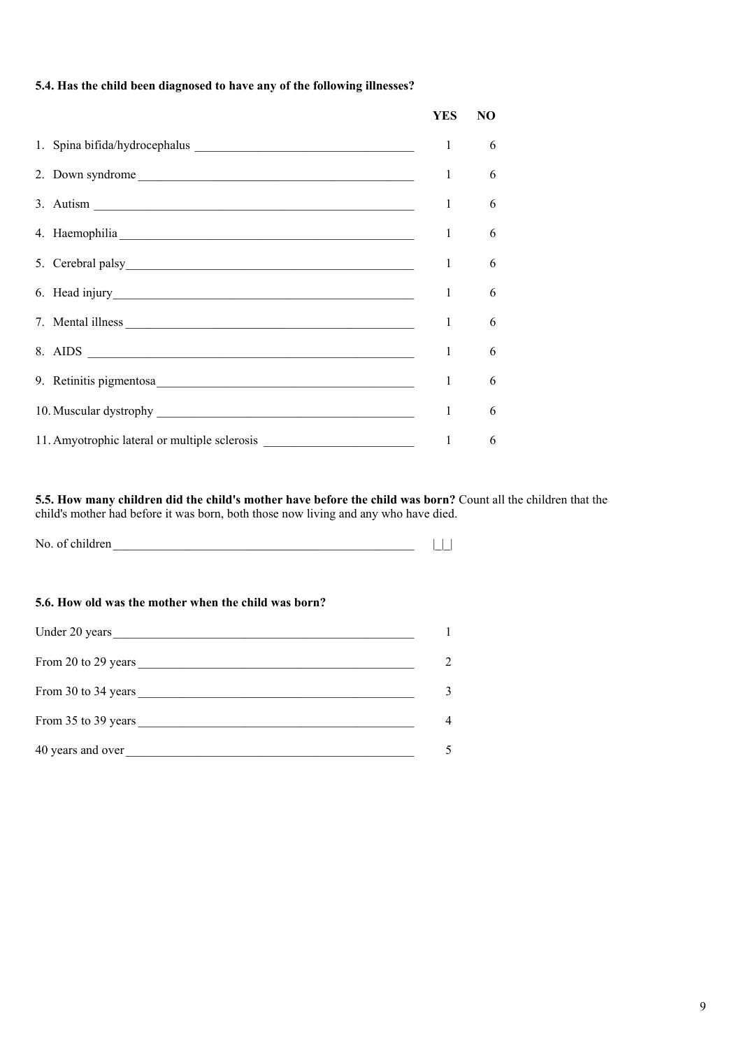**5.4. Has the child been diagnosed to have any of the following illnesses?**

| | YES | NO |
|---|---|---|
| 1. Spina bifida/hydrocephalus | 1 | 6 |
| 2. Down syndrome | 1 | 6 |
| 3. Autism | 1 | 6 |
| 4. Haemophilia | 1 | 6 |
| 5. Cerebral palsy | 1 | 6 |
| 6. Head injury | 1 | 6 |
| 7. Mental illness | 1 | 6 |
| 8. AIDS | 1 | 6 |
| 9. Retinitis pigmentosa | 1 | 6 |
| 10. Muscular dystrophy | 1 | 6 |
| 11. Amyotrophic lateral or multiple sclerosis | 1 | 6 |

**5.5. How many children did the child's mother have before the child was born?** Count all the children that the child's mother had before it was born, both those now living and any who have died.

No. of children ______ |_|_|

**5.6. How old was the mother when the child was born?**

| | |
|---|---|
| Under 20 years | 1 |
| From 20 to 29 years | 2 |
| From 30 to 34 years | 3 |
| From 35 to 39 years | 4 |
| 40 years and over | 5 |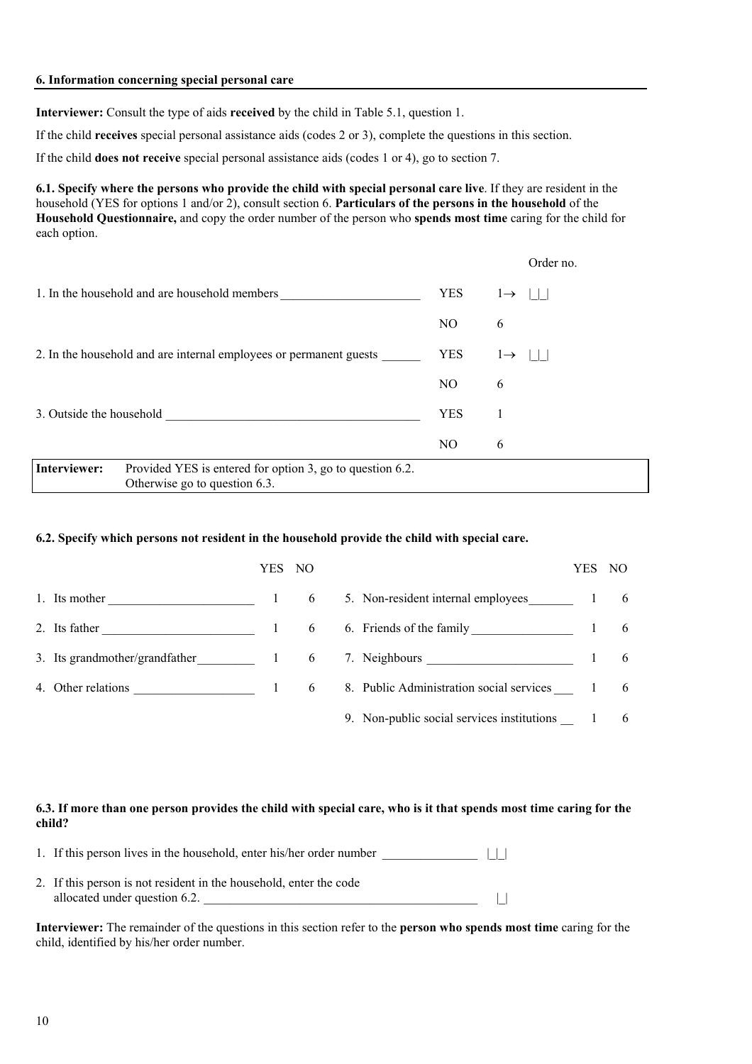**6. Information concerning special personal care**

**Interviewer:** Consult the type of aids **received** by the child in Table 5.1, question 1.

If the child **receives** special personal assistance aids (codes 2 or 3), complete the questions in this section.

If the child **does not receive** special personal assistance aids (codes 1 or 4), go to section 7.

**6.1. Specify where the persons who provide the child with special personal care live**. If they are resident in the household (YES for options 1 and/or 2), consult section 6. **Particulars of the persons in the household** of the **Household Questionnaire,** and copy the order number of the person who **spends most time** caring for the child for each option.

| | | | Order no. |
|---|---|---|---|
| 1. In the household and are household members ______________________ | YES | 1→ | &#124;_&#124;_&#124; |
| | NO | 6 | |
| 2. In the household and are internal employees or permanent guests ______ | YES | 1→ | &#124;_&#124;_&#124; |
| | NO | 6 | |
| 3. Outside the household ________________________________________ | YES | 1 | |
| | NO | 6 | |

| **Interviewer:** | Provided YES is entered for option 3, go to question 6.2. Otherwise go to question 6.3. |
|---|---|

**6.2. Specify which persons not resident in the household provide the child with special care.**

| | YES | NO | | YES | NO |
|---|---|---|---|---|---|
| 1. Its mother ______________________ | 1 | 6 | 5. Non-resident internal employees_______ | 1 | 6 |
| 2. Its father _______________________ | 1 | 6 | 6. Friends of the family________________ | 1 | 6 |
| 3. Its grandmother/grandfather_________ | 1 | 6 | 7. Neighbours ______________________ | 1 | 6 |
| 4. Other relations __________________ | 1 | 6 | 8. Public Administration social services ___ | 1 | 6 |
| | | | 9. Non-public social services institutions __ | 1 | 6 |

**6.3. If more than one person provides the child with special care, who is it that spends most time caring for the child?**

1. If this person lives in the household, enter his/her order number _______________ |_|_|
2. If this person is not resident in the household, enter the code allocated under question 6.2. ___________________________________________ |_|

**Interviewer:** The remainder of the questions in this section refer to the **person who spends most time** caring for the child, identified by his/her order number.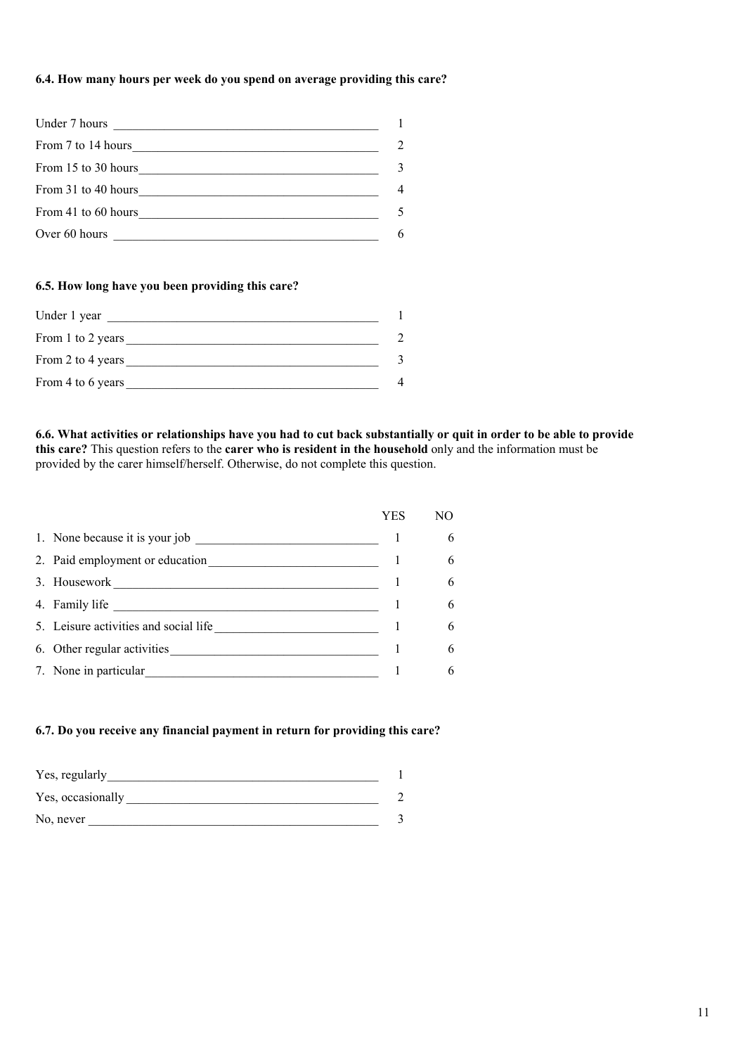**6.4. How many hours per week do you spend on average providing this care?**

| | |
|---|---|
| Under 7 hours | 1 |
| From 7 to 14 hours | 2 |
| From 15 to 30 hours | 3 |
| From 31 to 40 hours | 4 |
| From 41 to 60 hours | 5 |
| Over 60 hours | 6 |

**6.5. How long have you been providing this care?**

| | |
|---|---|
| Under 1 year | 1 |
| From 1 to 2 years | 2 |
| From 2 to 4 years | 3 |
| From 4 to 6 years | 4 |

**6.6. What activities or relationships have you had to cut back substantially or quit in order to be able to provide this care?** This question refers to the **carer who is resident in the household** only and the information must be provided by the carer himself/herself. Otherwise, do not complete this question.

| | YES | NO |
|---|---|---|
| 1. None because it is your job | 1 | 6 |
| 2. Paid employment or education | 1 | 6 |
| 3. Housework | 1 | 6 |
| 4. Family life | 1 | 6 |
| 5. Leisure activities and social life | 1 | 6 |
| 6. Other regular activities | 1 | 6 |
| 7. None in particular | 1 | 6 |

**6.7. Do you receive any financial payment in return for providing this care?**

| | |
|---|---|
| Yes, regularly | 1 |
| Yes, occasionally | 2 |
| No, never | 3 |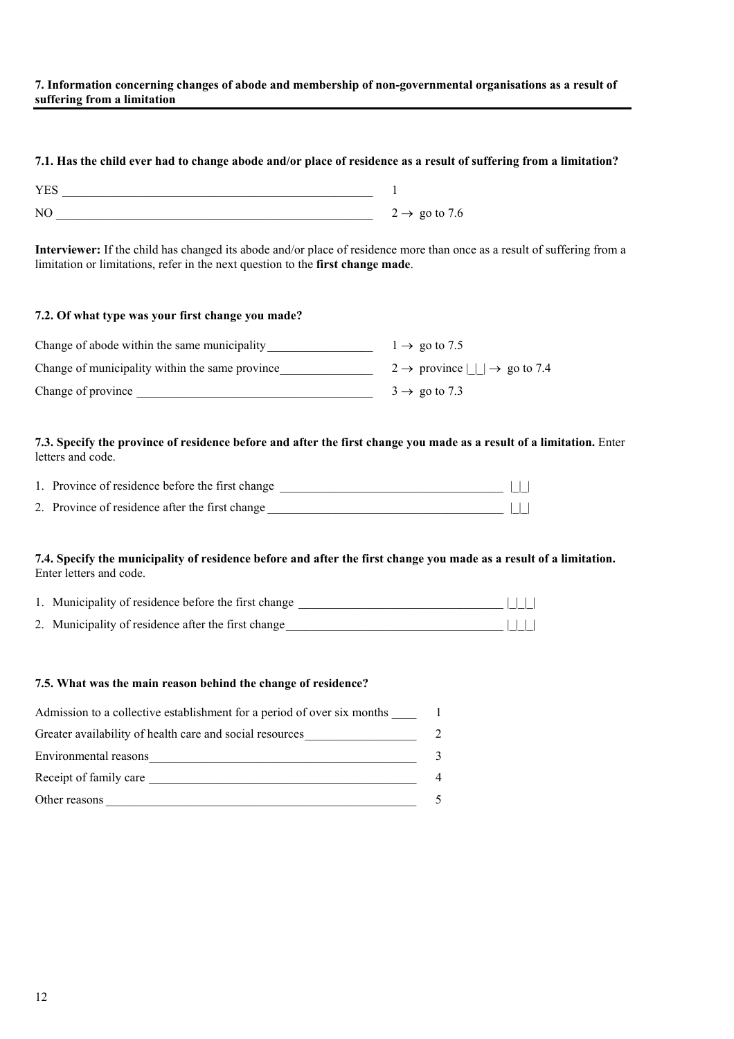**7. Information concerning changes of abode and membership of non-governmental organisations as a result of suffering from a limitation**

**7.1. Has the child ever had to change abode and/or place of residence as a result of suffering from a limitation?**

YES ____________________________________________ 1

NO _____________________________________________ 2 → go to 7.6

**Interviewer:** If the child has changed its abode and/or place of residence more than once as a result of suffering from a limitation or limitations, refer in the next question to the **first change made**.

**7.2. Of what type was your first change you made?**

Change of abode within the same municipality _______________ 1 → go to 7.5

Change of municipality within the same province_____________ 2 → province |_|_| → go to 7.4

Change of province ___________________________________ 3 → go to 7.3

**7.3. Specify the province of residence before and after the first change you made as a result of a limitation.** Enter letters and code.

1. Province of residence before the first change _______________________________ |_|_|
2. Province of residence after the first change ________________________________ |_|_|

**7.4. Specify the municipality of residence before and after the first change you made as a result of a limitation.** Enter letters and code.

1. Municipality of residence before the first change ____________________________ |_|_|_|
2. Municipality of residence after the first change _____________________________ |_|_|_|

**7.5. What was the main reason behind the change of residence?**

Admission to a collective establishment for a period of over six months ____ 1

Greater availability of health care and social resources_______________ 2

Environmental reasons_____________________________________ 3

Receipt of family care ____________________________________ 4

Other reasons ___________________________________________ 5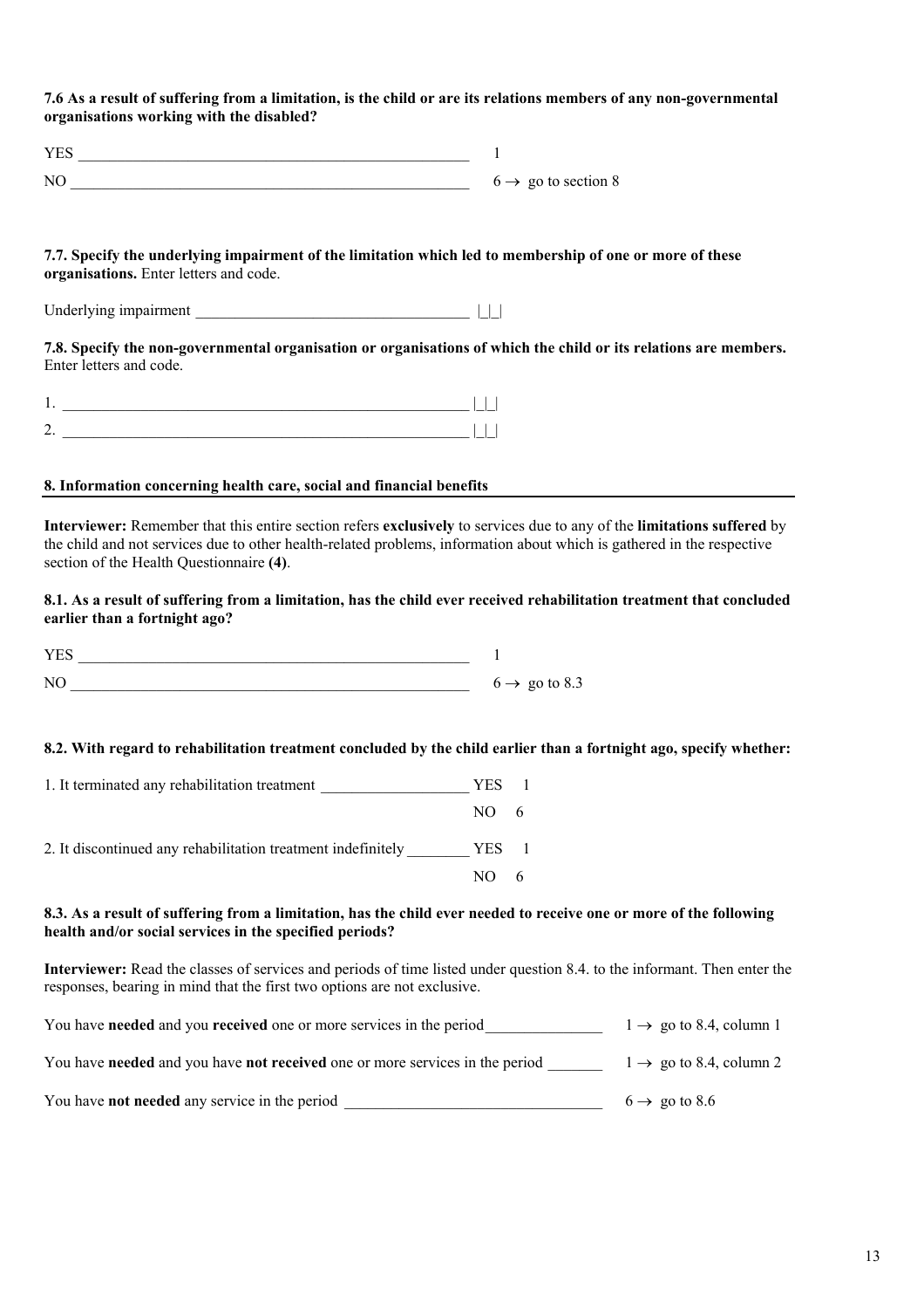**7.6 As a result of suffering from a limitation, is the child or are its relations members of any non-governmental organisations working with the disabled?**

YES ______________________________________________ 1

NO _______________________________________________ 6 → go to section 8

**7.7. Specify the underlying impairment of the limitation which led to membership of one or more of these organisations.** Enter letters and code.

Underlying impairment _________________________________ |_|_|

**7.8. Specify the non-governmental organisation or organisations of which the child or its relations are members.** Enter letters and code.

1. ______________________________________________ |_|_|
2. ______________________________________________ |_|_|

## 8. Information concerning health care, social and financial benefits

**Interviewer:** Remember that this entire section refers **exclusively** to services due to any of the **limitations suffered** by the child and not services due to other health-related problems, information about which is gathered in the respective section of the Health Questionnaire **(4)**.

**8.1. As a result of suffering from a limitation, has the child ever received rehabilitation treatment that concluded earlier than a fortnight ago?**

YES ______________________________________________ 1

NO _______________________________________________ 6 → go to 8.3

**8.2. With regard to rehabilitation treatment concluded by the child earlier than a fortnight ago, specify whether:**

1. It terminated any rehabilitation treatment __________________ YES 1
   NO 6

2. It discontinued any rehabilitation treatment indefinitely ________ YES 1
   NO 6

**8.3. As a result of suffering from a limitation, has the child ever needed to receive one or more of the following health and/or social services in the specified periods?**

**Interviewer:** Read the classes of services and periods of time listed under question 8.4. to the informant. Then enter the responses, bearing in mind that the first two options are not exclusive.

You have **needed** and you **received** one or more services in the period______________ 1 → go to 8.4, column 1

You have **needed** and you have **not received** one or more services in the period _______ 1 → go to 8.4, column 2

You have **not needed** any service in the period ______________________________ 6 → go to 8.6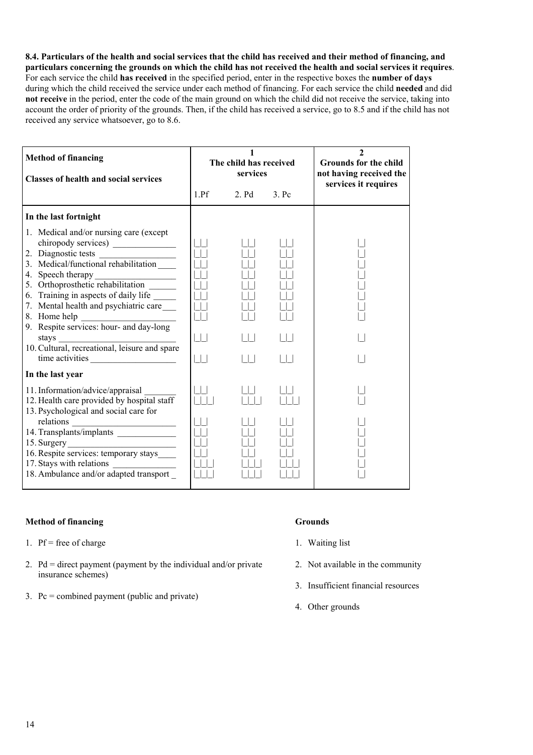**8.4. Particulars of the health and social services that the child has received and their method of financing, and particulars concerning the grounds on which the child has not received the health and social services it requires**. For each service the child **has received** in the specified period, enter in the respective boxes the **number of days** during which the child received the service under each method of financing. For each service the child **needed** and did **not receive** in the period, enter the code of the main ground on which the child did not receive the service, taking into account the order of priority of the grounds. Then, if the child has received a service, go to 8.5 and if the child has not received any service whatsoever, go to 8.6.

| Method of financing / Classes of health and social services | 1 The child has received services | | | 2 Grounds for the child not having received the services it requires |
|---|---|---|---|---|
| | 1.Pf | 2. Pd | 3. Pc | |
| **In the last fortnight** | | | | |
| 1. Medical and/or nursing care (except chiropody services) ______ | \|_\|_\| | \|_\|_\| | \|_\|_\| | \|_\| |
| 2. Diagnostic tests ______ | \|_\|_\| | \|_\|_\| | \|_\|_\| | \|_\| |
| 3. Medical/functional rehabilitation ______ | \|_\|_\| | \|_\|_\| | \|_\|_\| | \|_\| |
| 4. Speech therapy ______ | \|_\|_\| | \|_\|_\| | \|_\|_\| | \|_\| |
| 5. Orthoprosthetic rehabilitation ______ | \|_\|_\| | \|_\|_\| | \|_\|_\| | \|_\| |
| 6. Training in aspects of daily life ______ | \|_\|_\| | \|_\|_\| | \|_\|_\| | \|_\| |
| 7. Mental health and psychiatric care ______ | \|_\|_\| | \|_\|_\| | \|_\|_\| | \|_\| |
| 8. Home help ______ | \|_\|_\| | \|_\|_\| | \|_\|_\| | \|_\| |
| 9. Respite services: hour- and day-long stays ______ | \|_\|_\| | \|_\|_\| | \|_\|_\| | \|_\| |
| 10. Cultural, recreational, leisure and spare time activities ______ | \|_\|_\| | \|_\|_\| | \|_\|_\| | \|_\| |
| **In the last year** | | | | |
| 11. Information/advice/appraisal ______ | \|_\|_\| | \|_\|_\| | \|_\|_\| | \|_\| |
| 12. Health care provided by hospital staff | \|_\|_\|_\| | \|_\|_\|_\| | \|_\|_\|_\| | \|_\| |
| 13. Psychological and social care for relations ______ | \|_\|_\| | \|_\|_\| | \|_\|_\| | \|_\| |
| 14. Transplants/implants ______ | \|_\|_\| | \|_\|_\| | \|_\|_\| | \|_\| |
| 15. Surgery ______ | \|_\|_\| | \|_\|_\| | \|_\|_\| | \|_\| |
| 16. Respite services: temporary stays ______ | \|_\|_\| | \|_\|_\| | \|_\|_\| | \|_\| |
| 17. Stays with relations ______ | \|_\|_\|_\| | \|_\|_\|_\| | \|_\|_\|_\| | \|_\| |
| 18. Ambulance and/or adapted transport _ | \|_\|_\|_\| | \|_\|_\|_\| | \|_\|_\|_\| | \|_\| |

**Method of financing**

1. Pf = free of charge
2. Pd = direct payment (payment by the individual and/or private insurance schemes)
3. Pc = combined payment (public and private)

**Grounds**

1. Waiting list
2. Not available in the community
3. Insufficient financial resources
4. Other grounds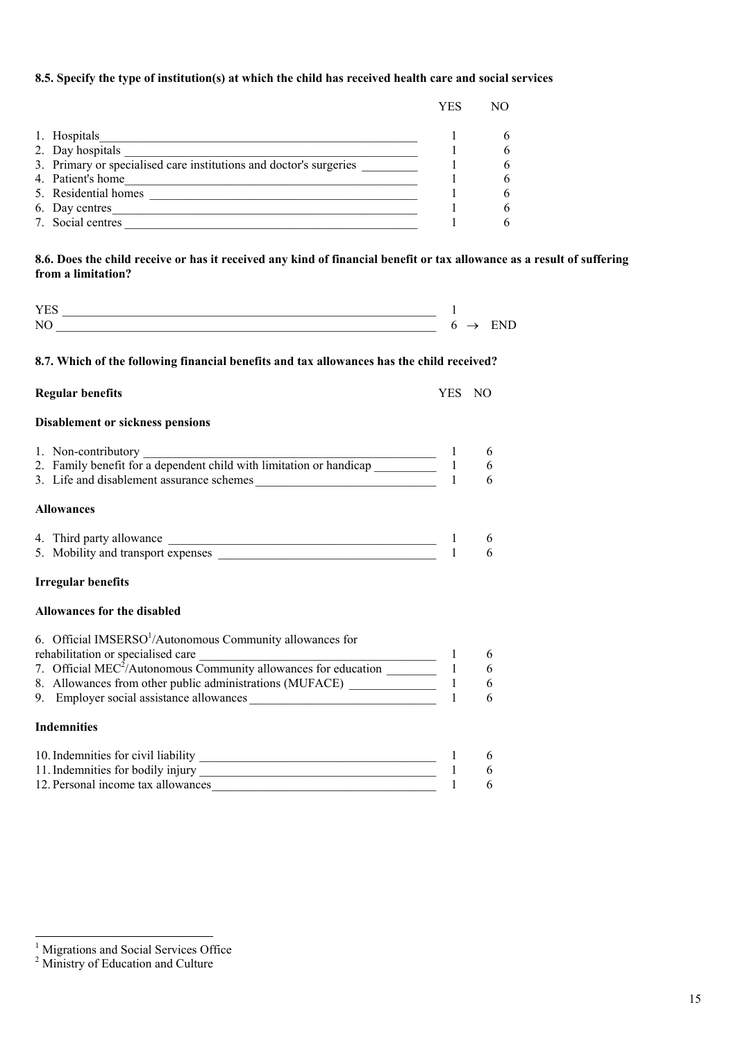**8.5. Specify the type of institution(s) at which the child has received health care and social services**

| | YES | NO |
|---|---|---|
| 1. Hospitals | 1 | 6 |
| 2. Day hospitals | 1 | 6 |
| 3. Primary or specialised care institutions and doctor's surgeries | 1 | 6 |
| 4. Patient's home | 1 | 6 |
| 5. Residential homes | 1 | 6 |
| 6. Day centres | 1 | 6 |
| 7. Social centres | 1 | 6 |

**8.6. Does the child receive or has it received any kind of financial benefit or tax allowance as a result of suffering from a limitation?**

| | |
|---|---|
| YES | 1 |
| NO | 6 → END |

**8.7. Which of the following financial benefits and tax allowances has the child received?**

| **Regular benefits** | YES | NO |
|---|---|---|
| **Disablement or sickness pensions** | | |
| 1. Non-contributory | 1 | 6 |
| 2. Family benefit for a dependent child with limitation or handicap | 1 | 6 |
| 3. Life and disablement assurance schemes | 1 | 6 |
| **Allowances** | | |
| 4. Third party allowance | 1 | 6 |
| 5. Mobility and transport expenses | 1 | 6 |
| **Irregular benefits** | | |
| **Allowances for the disabled** | | |
| 6. Official IMSERSO[1]/Autonomous Community allowances for rehabilitation or specialised care | 1 | 6 |
| 7. Official MEC[2]/Autonomous Community allowances for education | 1 | 6 |
| 8. Allowances from other public administrations (MUFACE) | 1 | 6 |
| 9. Employer social assistance allowances | 1 | 6 |
| **Indemnities** | | |
| 10. Indemnities for civil liability | 1 | 6 |
| 11. Indemnities for bodily injury | 1 | 6 |
| 12. Personal income tax allowances | 1 | 6 |

[1] Migrations and Social Services Office
[2] Ministry of Education and Culture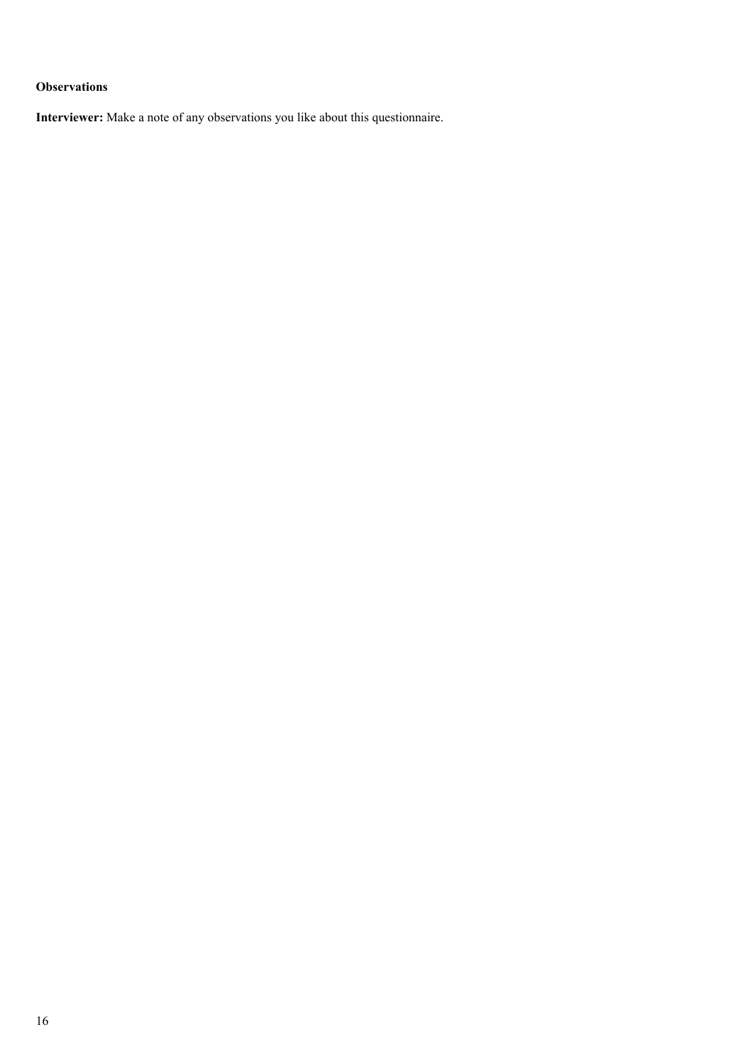**Observations**

**Interviewer:** Make a note of any observations you like about this questionnaire.